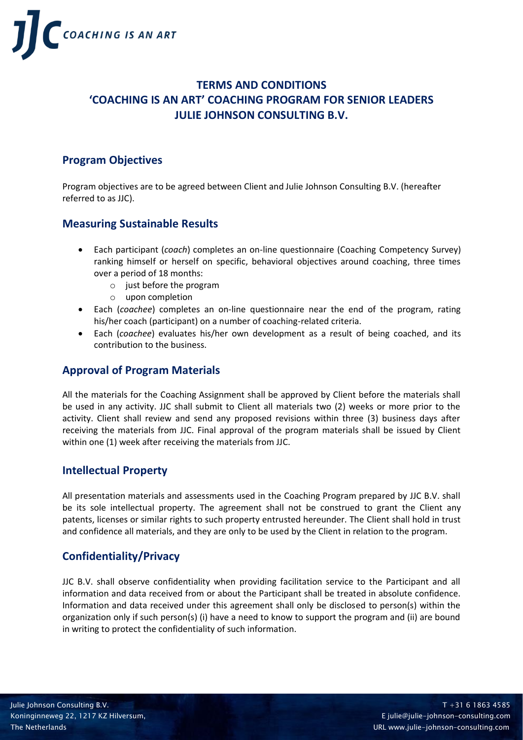# TERMS AND CONDITIONS
# 'COACHING IS AN ART' COACHING PROGRAM FOR SENIOR LEADERS
# JULIE JOHNSON CONSULTING B.V.

## Program Objectives

Program objectives are to be agreed between Client and Julie Johnson Consulting B.V. (hereafter referred to as JJC).

## Measuring Sustainable Results

- Each participant (*coach*) completes an on-line questionnaire (Coaching Competency Survey) ranking himself or herself on specific, behavioral objectives around coaching, three times over a period of 18 months:
  - just before the program
  - upon completion
- Each (*coachee*) completes an on-line questionnaire near the end of the program, rating his/her coach (participant) on a number of coaching-related criteria.
- Each (*coachee*) evaluates his/her own development as a result of being coached, and its contribution to the business.

## Approval of Program Materials

All the materials for the Coaching Assignment shall be approved by Client before the materials shall be used in any activity. JJC shall submit to Client all materials two (2) weeks or more prior to the activity. Client shall review and send any proposed revisions within three (3) business days after receiving the materials from JJC. Final approval of the program materials shall be issued by Client within one (1) week after receiving the materials from JJC.

## Intellectual Property

All presentation materials and assessments used in the Coaching Program prepared by JJC B.V. shall be its sole intellectual property. The agreement shall not be construed to grant the Client any patents, licenses or similar rights to such property entrusted hereunder. The Client shall hold in trust and confidence all materials, and they are only to be used by the Client in relation to the program.

## Confidentiality/Privacy

JJC B.V. shall observe confidentiality when providing facilitation service to the Participant and all information and data received from or about the Participant shall be treated in absolute confidence. Information and data received under this agreement shall only be disclosed to person(s) within the organization only if such person(s) (i) have a need to know to support the program and (ii) are bound in writing to protect the confidentiality of such information.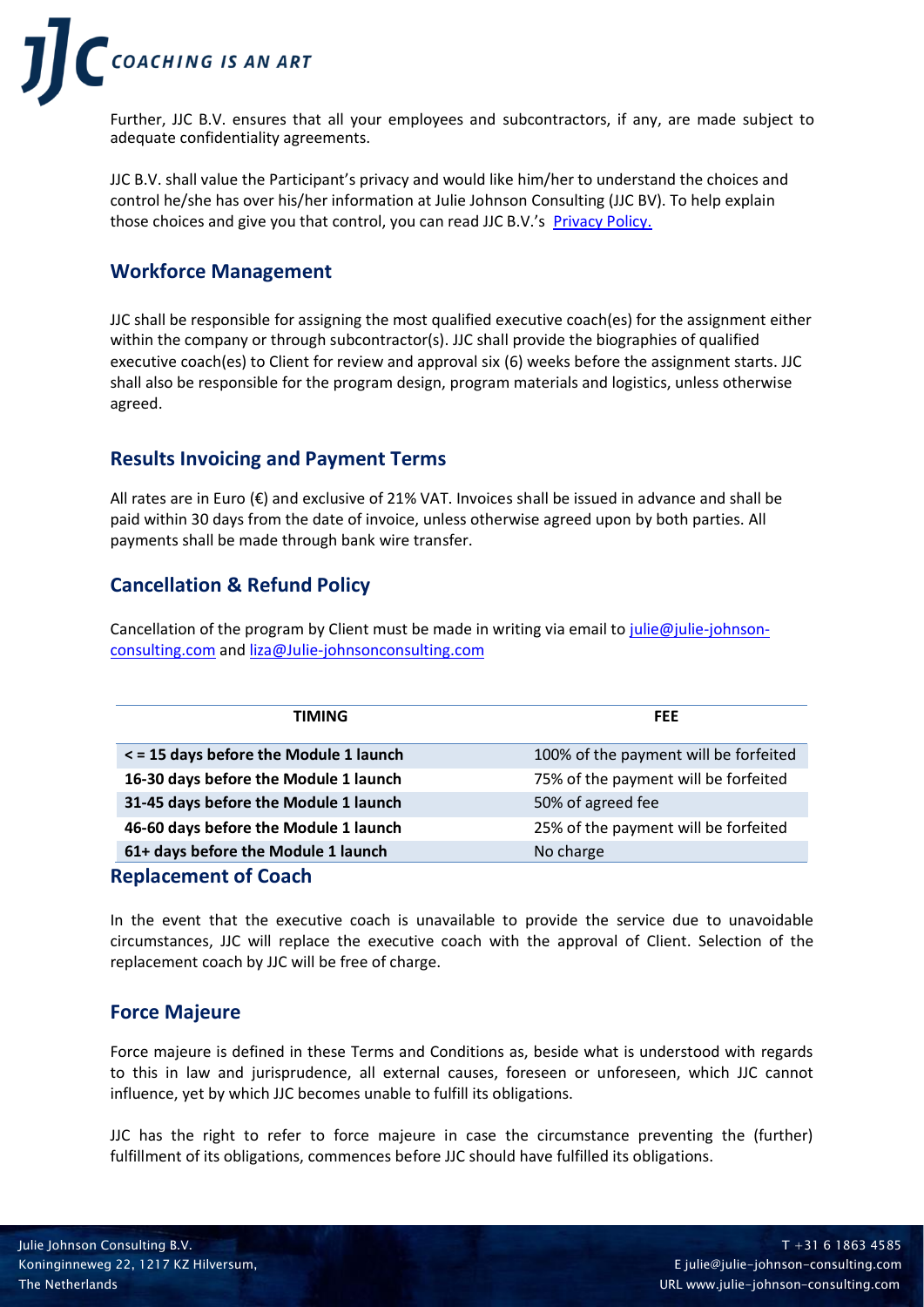Further, JJC B.V. ensures that all your employees and subcontractors, if any, are made subject to adequate confidentiality agreements.

JJC B.V. shall value the Participant's privacy and would like him/her to understand the choices and control he/she has over his/her information at Julie Johnson Consulting (JJC BV). To help explain those choices and give you that control, you can read JJC B.V.'s [Privacy Policy.](Privacy Policy.)

## Workforce Management

JJC shall be responsible for assigning the most qualified executive coach(es) for the assignment either within the company or through subcontractor(s). JJC shall provide the biographies of qualified executive coach(es) to Client for review and approval six (6) weeks before the assignment starts. JJC shall also be responsible for the program design, program materials and logistics, unless otherwise agreed.

## Results Invoicing and Payment Terms

All rates are in Euro (€) and exclusive of 21% VAT. Invoices shall be issued in advance and shall be paid within 30 days from the date of invoice, unless otherwise agreed upon by both parties. All payments shall be made through bank wire transfer.

## Cancellation & Refund Policy

Cancellation of the program by Client must be made in writing via email to julie@julie-johnson-consulting.com and liza@Julie-johnsonconsulting.com

| TIMING | FEE |
|---|---|
| **< = 15 days before the Module 1 launch** | 100% of the payment will be forfeited |
| **16-30 days before the Module 1 launch** | 75% of the payment will be forfeited |
| **31-45 days before the Module 1 launch** | 50% of agreed fee |
| **46-60 days before the Module 1 launch** | 25% of the payment will be forfeited |
| **61+ days before the Module 1 launch** | No charge |

## Replacement of Coach

In the event that the executive coach is unavailable to provide the service due to unavoidable circumstances, JJC will replace the executive coach with the approval of Client. Selection of the replacement coach by JJC will be free of charge.

## Force Majeure

Force majeure is defined in these Terms and Conditions as, beside what is understood with regards to this in law and jurisprudence, all external causes, foreseen or unforeseen, which JJC cannot influence, yet by which JJC becomes unable to fulfill its obligations.

JJC has the right to refer to force majeure in case the circumstance preventing the (further) fulfillment of its obligations, commences before JJC should have fulfilled its obligations.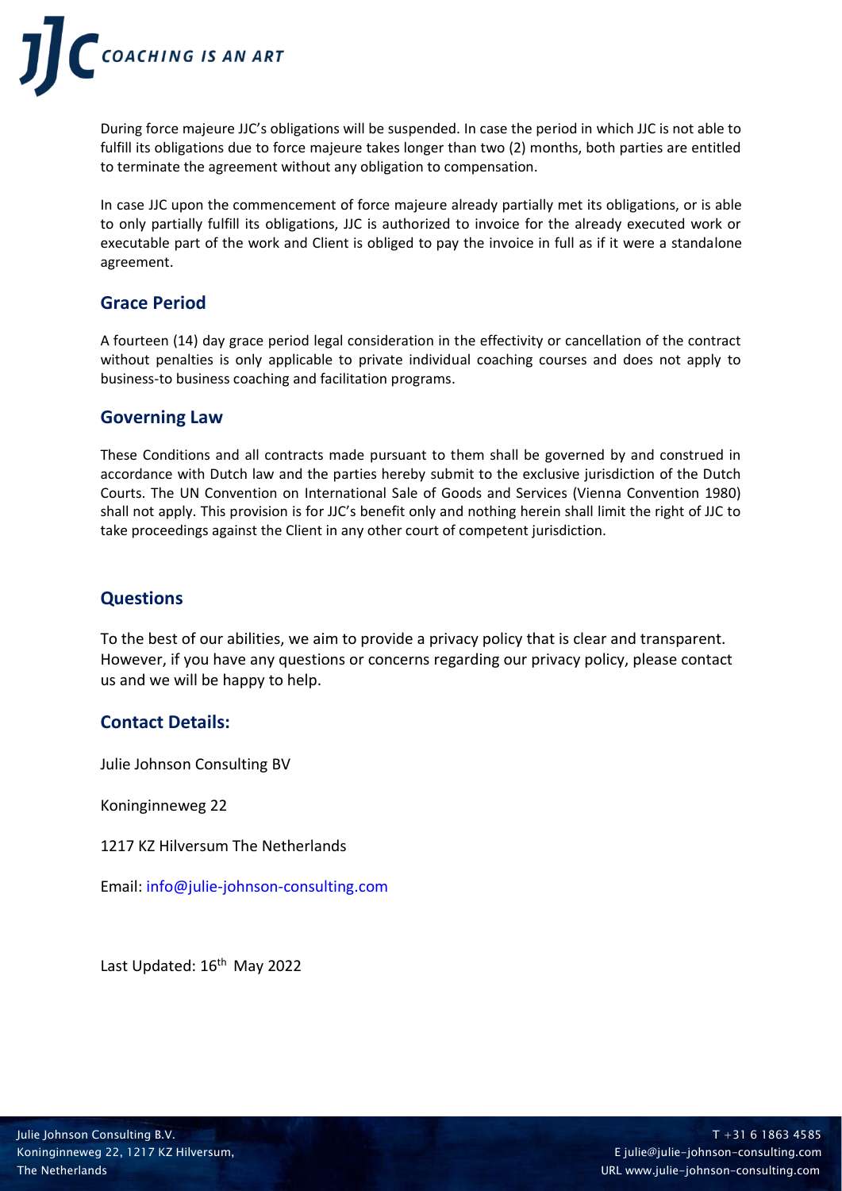During force majeure JJC's obligations will be suspended. In case the period in which JJC is not able to fulfill its obligations due to force majeure takes longer than two (2) months, both parties are entitled to terminate the agreement without any obligation to compensation.

In case JJC upon the commencement of force majeure already partially met its obligations, or is able to only partially fulfill its obligations, JJC is authorized to invoice for the already executed work or executable part of the work and Client is obliged to pay the invoice in full as if it were a standalone agreement.

## Grace Period

A fourteen (14) day grace period legal consideration in the effectivity or cancellation of the contract without penalties is only applicable to private individual coaching courses and does not apply to business-to business coaching and facilitation programs.

## Governing Law

These Conditions and all contracts made pursuant to them shall be governed by and construed in accordance with Dutch law and the parties hereby submit to the exclusive jurisdiction of the Dutch Courts. The UN Convention on International Sale of Goods and Services (Vienna Convention 1980) shall not apply. This provision is for JJC's benefit only and nothing herein shall limit the right of JJC to take proceedings against the Client in any other court of competent jurisdiction.

## Questions

To the best of our abilities, we aim to provide a privacy policy that is clear and transparent. However, if you have any questions or concerns regarding our privacy policy, please contact us and we will be happy to help.

## Contact Details:

Julie Johnson Consulting BV

Koninginneweg 22

1217 KZ Hilversum The Netherlands

Email: info@julie-johnson-consulting.com

Last Updated: 16th May 2022